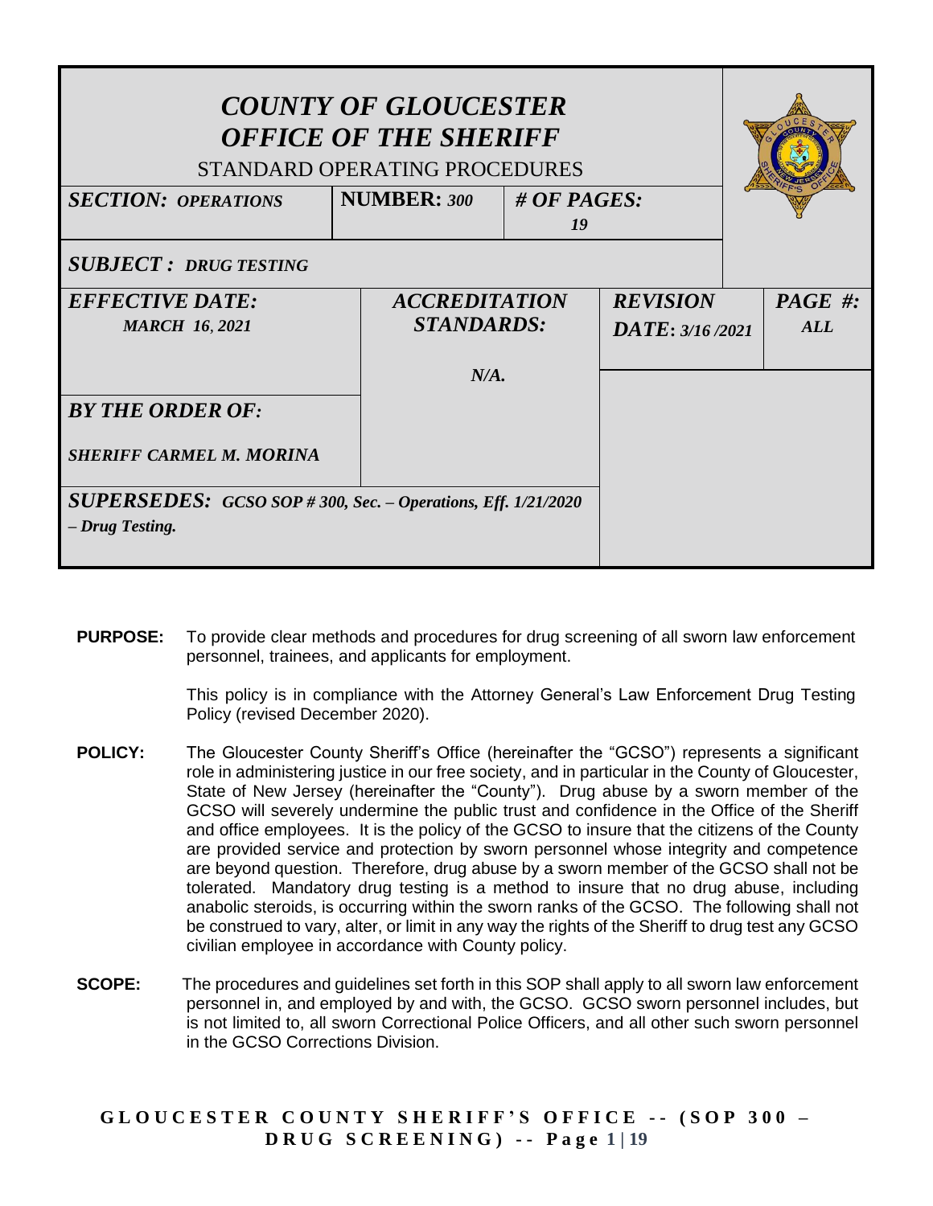# COUNTY OF GLOUCESTER
# OFFICE OF THE SHERIFF

STANDARD OPERATING PROCEDURES

| | | | | |
|---|---|---|---|---|
| ***SECTION: OPERATIONS*** | **NUMBER:** *300* | ***# OF PAGES:*** *19* | | |
| ***SUBJECT : DRUG TESTING*** | | | | |
| ***EFFECTIVE DATE:*** ***MARCH 16, 2021*** | ***ACCREDITATION STANDARDS:*** ***N/A.*** | | ***REVISION DATE:*** *3/16/2021* | ***PAGE #:*** ***ALL*** |
| ***BY THE ORDER OF:*** ***SHERIFF CARMEL M. MORINA*** | | | | |
| ***SUPERSEDES:*** ***GCSO SOP # 300, Sec. – Operations, Eff. 1/21/2020 – Drug Testing.*** | | | | |

**PURPOSE:** To provide clear methods and procedures for drug screening of all sworn law enforcement personnel, trainees, and applicants for employment.

This policy is in compliance with the Attorney General's Law Enforcement Drug Testing Policy (revised December 2020).

**POLICY:** The Gloucester County Sheriff's Office (hereinafter the "GCSO") represents a significant role in administering justice in our free society, and in particular in the County of Gloucester, State of New Jersey (hereinafter the "County"). Drug abuse by a sworn member of the GCSO will severely undermine the public trust and confidence in the Office of the Sheriff and office employees. It is the policy of the GCSO to insure that the citizens of the County are provided service and protection by sworn personnel whose integrity and competence are beyond question. Therefore, drug abuse by a sworn member of the GCSO shall not be tolerated. Mandatory drug testing is a method to insure that no drug abuse, including anabolic steroids, is occurring within the sworn ranks of the GCSO. The following shall not be construed to vary, alter, or limit in any way the rights of the Sheriff to drug test any GCSO civilian employee in accordance with County policy.

**SCOPE:** The procedures and guidelines set forth in this SOP shall apply to all sworn law enforcement personnel in, and employed by and with, the GCSO. GCSO sworn personnel includes, but is not limited to, all sworn Correctional Police Officers, and all other such sworn personnel in the GCSO Corrections Division.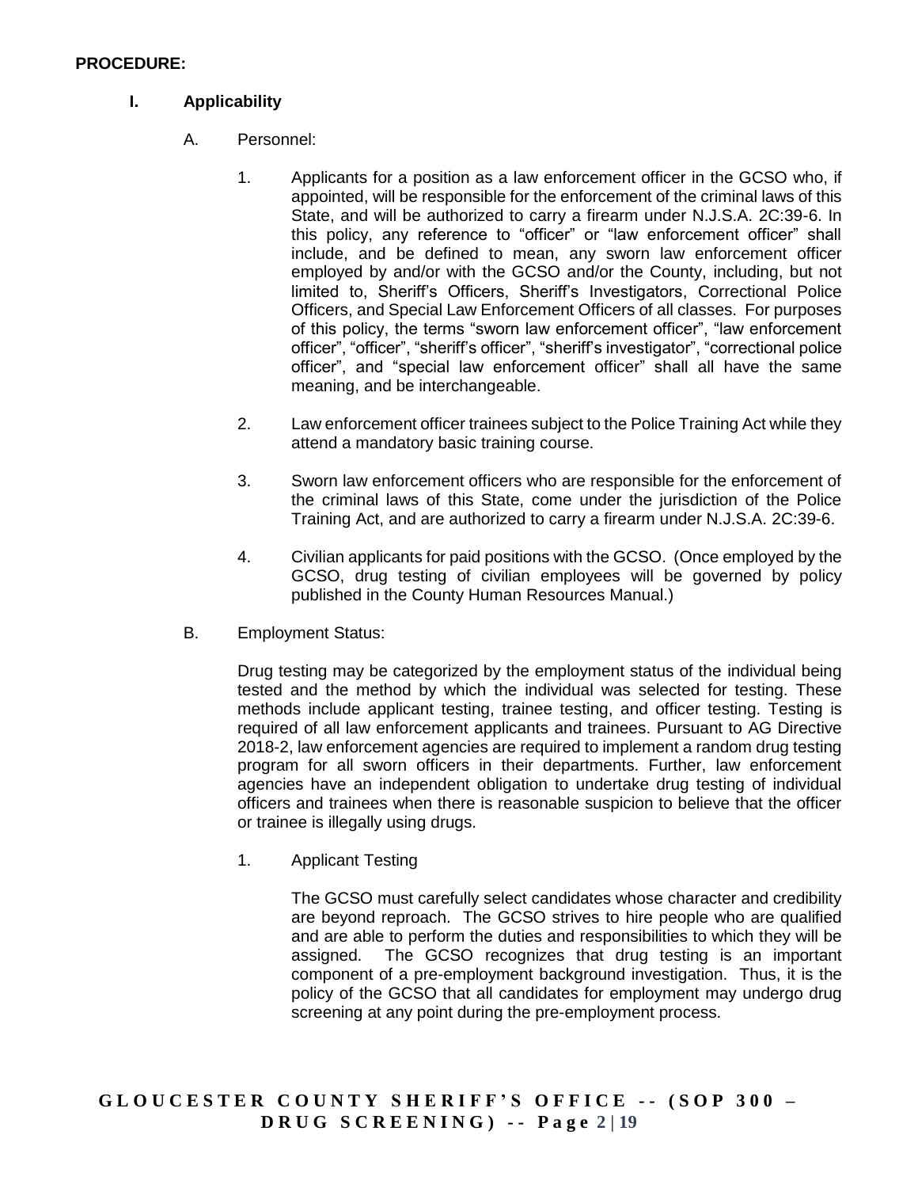**PROCEDURE:**

**I. Applicability**

A. Personnel:

1. Applicants for a position as a law enforcement officer in the GCSO who, if appointed, will be responsible for the enforcement of the criminal laws of this State, and will be authorized to carry a firearm under N.J.S.A. 2C:39-6. In this policy, any reference to "officer" or "law enforcement officer" shall include, and be defined to mean, any sworn law enforcement officer employed by and/or with the GCSO and/or the County, including, but not limited to, Sheriff's Officers, Sheriff's Investigators, Correctional Police Officers, and Special Law Enforcement Officers of all classes. For purposes of this policy, the terms "sworn law enforcement officer", "law enforcement officer", "officer", "sheriff's officer", "sheriff's investigator", "correctional police officer", and "special law enforcement officer" shall all have the same meaning, and be interchangeable.

2. Law enforcement officer trainees subject to the Police Training Act while they attend a mandatory basic training course.

3. Sworn law enforcement officers who are responsible for the enforcement of the criminal laws of this State, come under the jurisdiction of the Police Training Act, and are authorized to carry a firearm under N.J.S.A. 2C:39-6.

4. Civilian applicants for paid positions with the GCSO. (Once employed by the GCSO, drug testing of civilian employees will be governed by policy published in the County Human Resources Manual.)

B. Employment Status:

Drug testing may be categorized by the employment status of the individual being tested and the method by which the individual was selected for testing. These methods include applicant testing, trainee testing, and officer testing. Testing is required of all law enforcement applicants and trainees. Pursuant to AG Directive 2018-2, law enforcement agencies are required to implement a random drug testing program for all sworn officers in their departments. Further, law enforcement agencies have an independent obligation to undertake drug testing of individual officers and trainees when there is reasonable suspicion to believe that the officer or trainee is illegally using drugs.

1. Applicant Testing

The GCSO must carefully select candidates whose character and credibility are beyond reproach. The GCSO strives to hire people who are qualified and are able to perform the duties and responsibilities to which they will be assigned. The GCSO recognizes that drug testing is an important component of a pre-employment background investigation. Thus, it is the policy of the GCSO that all candidates for employment may undergo drug screening at any point during the pre-employment process.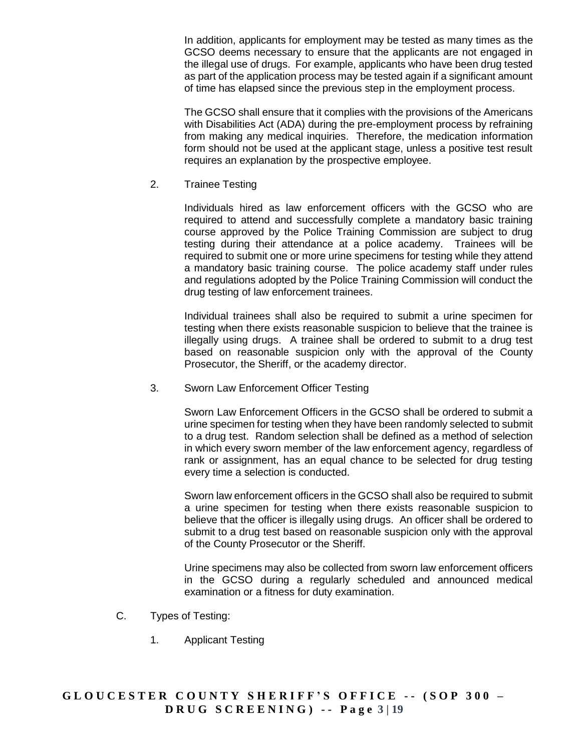In addition, applicants for employment may be tested as many times as the GCSO deems necessary to ensure that the applicants are not engaged in the illegal use of drugs. For example, applicants who have been drug tested as part of the application process may be tested again if a significant amount of time has elapsed since the previous step in the employment process.

The GCSO shall ensure that it complies with the provisions of the Americans with Disabilities Act (ADA) during the pre-employment process by refraining from making any medical inquiries. Therefore, the medication information form should not be used at the applicant stage, unless a positive test result requires an explanation by the prospective employee.

2. Trainee Testing

Individuals hired as law enforcement officers with the GCSO who are required to attend and successfully complete a mandatory basic training course approved by the Police Training Commission are subject to drug testing during their attendance at a police academy. Trainees will be required to submit one or more urine specimens for testing while they attend a mandatory basic training course. The police academy staff under rules and regulations adopted by the Police Training Commission will conduct the drug testing of law enforcement trainees.

Individual trainees shall also be required to submit a urine specimen for testing when there exists reasonable suspicion to believe that the trainee is illegally using drugs. A trainee shall be ordered to submit to a drug test based on reasonable suspicion only with the approval of the County Prosecutor, the Sheriff, or the academy director.

3. Sworn Law Enforcement Officer Testing

Sworn Law Enforcement Officers in the GCSO shall be ordered to submit a urine specimen for testing when they have been randomly selected to submit to a drug test. Random selection shall be defined as a method of selection in which every sworn member of the law enforcement agency, regardless of rank or assignment, has an equal chance to be selected for drug testing every time a selection is conducted.

Sworn law enforcement officers in the GCSO shall also be required to submit a urine specimen for testing when there exists reasonable suspicion to believe that the officer is illegally using drugs. An officer shall be ordered to submit to a drug test based on reasonable suspicion only with the approval of the County Prosecutor or the Sheriff.

Urine specimens may also be collected from sworn law enforcement officers in the GCSO during a regularly scheduled and announced medical examination or a fitness for duty examination.

C. Types of Testing:

1. Applicant Testing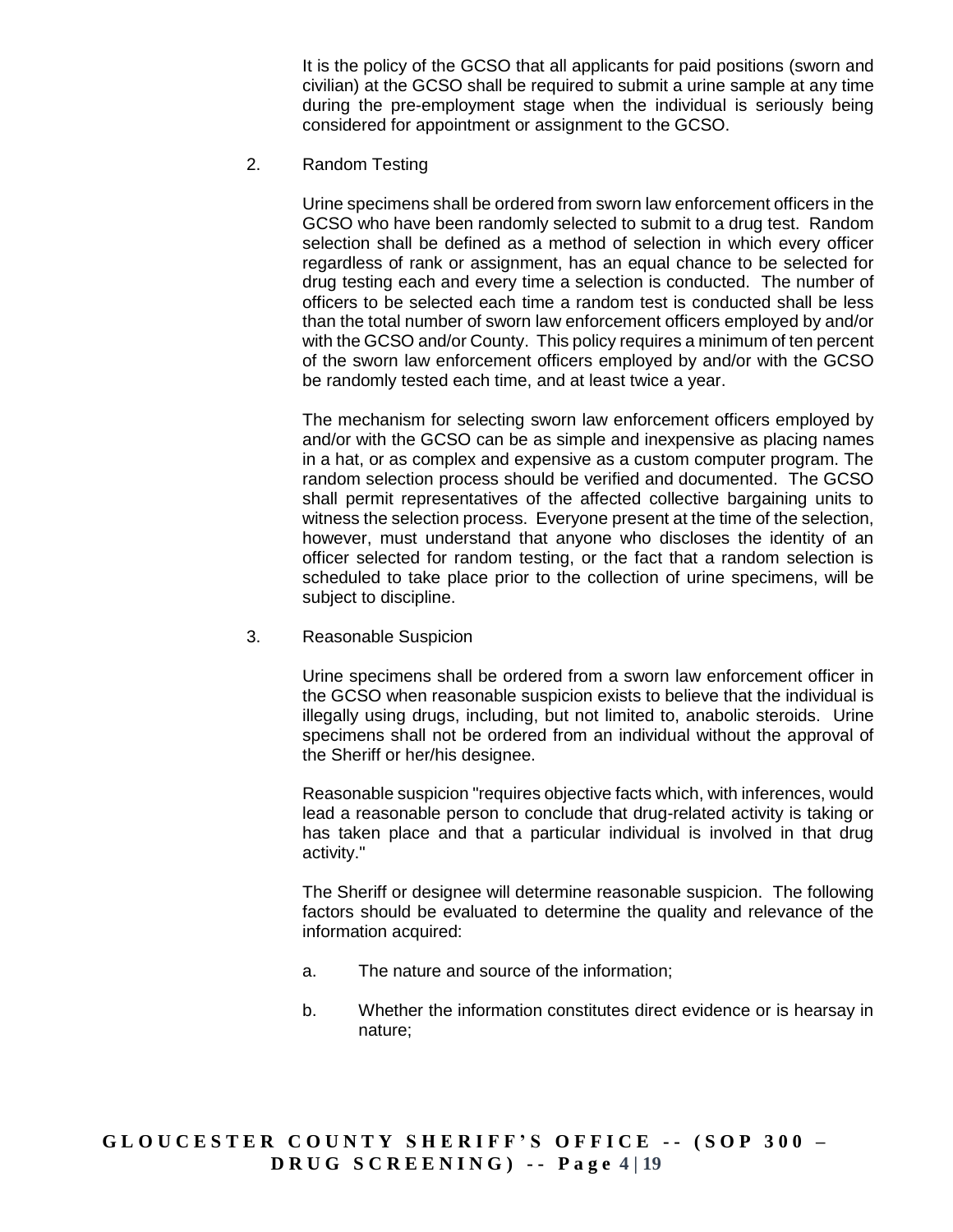It is the policy of the GCSO that all applicants for paid positions (sworn and civilian) at the GCSO shall be required to submit a urine sample at any time during the pre-employment stage when the individual is seriously being considered for appointment or assignment to the GCSO.

2. Random Testing

Urine specimens shall be ordered from sworn law enforcement officers in the GCSO who have been randomly selected to submit to a drug test. Random selection shall be defined as a method of selection in which every officer regardless of rank or assignment, has an equal chance to be selected for drug testing each and every time a selection is conducted. The number of officers to be selected each time a random test is conducted shall be less than the total number of sworn law enforcement officers employed by and/or with the GCSO and/or County. This policy requires a minimum of ten percent of the sworn law enforcement officers employed by and/or with the GCSO be randomly tested each time, and at least twice a year.

The mechanism for selecting sworn law enforcement officers employed by and/or with the GCSO can be as simple and inexpensive as placing names in a hat, or as complex and expensive as a custom computer program. The random selection process should be verified and documented. The GCSO shall permit representatives of the affected collective bargaining units to witness the selection process. Everyone present at the time of the selection, however, must understand that anyone who discloses the identity of an officer selected for random testing, or the fact that a random selection is scheduled to take place prior to the collection of urine specimens, will be subject to discipline.

3. Reasonable Suspicion

Urine specimens shall be ordered from a sworn law enforcement officer in the GCSO when reasonable suspicion exists to believe that the individual is illegally using drugs, including, but not limited to, anabolic steroids. Urine specimens shall not be ordered from an individual without the approval of the Sheriff or her/his designee.

Reasonable suspicion "requires objective facts which, with inferences, would lead a reasonable person to conclude that drug-related activity is taking or has taken place and that a particular individual is involved in that drug activity."

The Sheriff or designee will determine reasonable suspicion. The following factors should be evaluated to determine the quality and relevance of the information acquired:

a. The nature and source of the information;

b. Whether the information constitutes direct evidence or is hearsay in nature;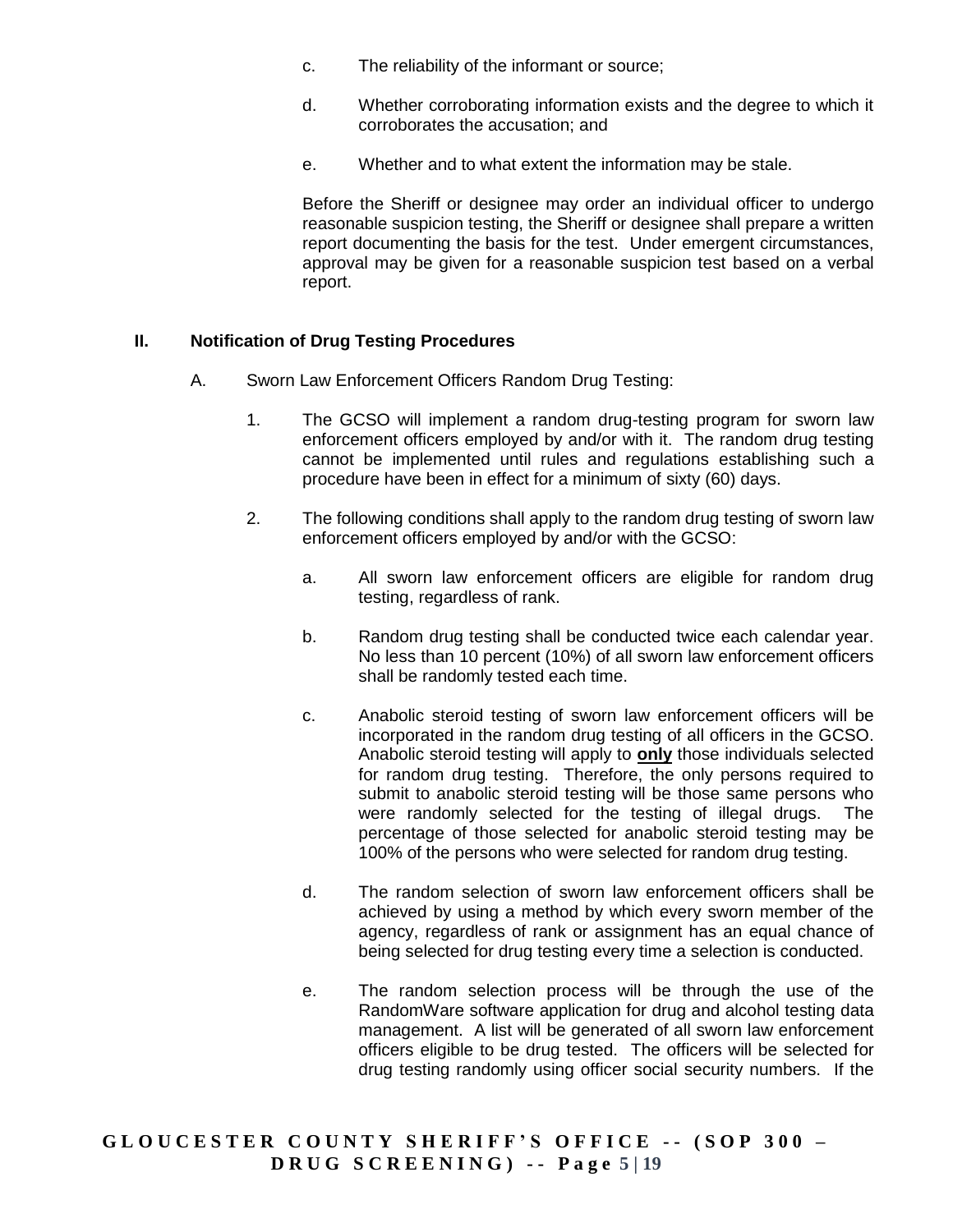c. The reliability of the informant or source;

d. Whether corroborating information exists and the degree to which it corroborates the accusation; and

e. Whether and to what extent the information may be stale.

Before the Sheriff or designee may order an individual officer to undergo reasonable suspicion testing, the Sheriff or designee shall prepare a written report documenting the basis for the test. Under emergent circumstances, approval may be given for a reasonable suspicion test based on a verbal report.

## II. Notification of Drug Testing Procedures

A. Sworn Law Enforcement Officers Random Drug Testing:

1. The GCSO will implement a random drug-testing program for sworn law enforcement officers employed by and/or with it. The random drug testing cannot be implemented until rules and regulations establishing such a procedure have been in effect for a minimum of sixty (60) days.

2. The following conditions shall apply to the random drug testing of sworn law enforcement officers employed by and/or with the GCSO:

   a. All sworn law enforcement officers are eligible for random drug testing, regardless of rank.

   b. Random drug testing shall be conducted twice each calendar year. No less than 10 percent (10%) of all sworn law enforcement officers shall be randomly tested each time.

   c. Anabolic steroid testing of sworn law enforcement officers will be incorporated in the random drug testing of all officers in the GCSO. Anabolic steroid testing will apply to **only** those individuals selected for random drug testing. Therefore, the only persons required to submit to anabolic steroid testing will be those same persons who were randomly selected for the testing of illegal drugs. The percentage of those selected for anabolic steroid testing may be 100% of the persons who were selected for random drug testing.

   d. The random selection of sworn law enforcement officers shall be achieved by using a method by which every sworn member of the agency, regardless of rank or assignment has an equal chance of being selected for drug testing every time a selection is conducted.

   e. The random selection process will be through the use of the RandomWare software application for drug and alcohol testing data management. A list will be generated of all sworn law enforcement officers eligible to be drug tested. The officers will be selected for drug testing randomly using officer social security numbers. If the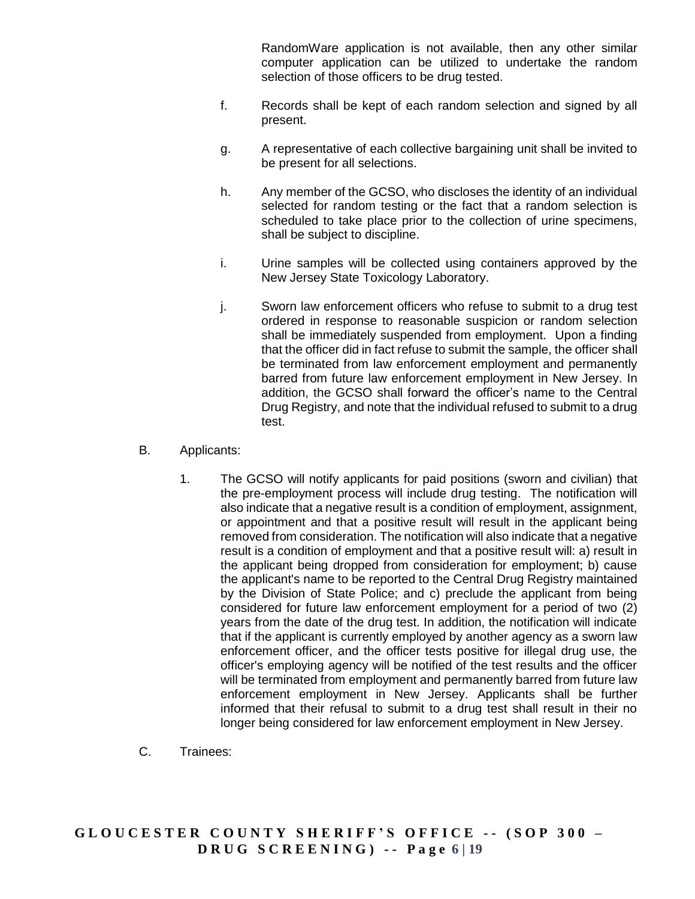RandomWare application is not available, then any other similar computer application can be utilized to undertake the random selection of those officers to be drug tested.

f. Records shall be kept of each random selection and signed by all present.

g. A representative of each collective bargaining unit shall be invited to be present for all selections.

h. Any member of the GCSO, who discloses the identity of an individual selected for random testing or the fact that a random selection is scheduled to take place prior to the collection of urine specimens, shall be subject to discipline.

i. Urine samples will be collected using containers approved by the New Jersey State Toxicology Laboratory.

j. Sworn law enforcement officers who refuse to submit to a drug test ordered in response to reasonable suspicion or random selection shall be immediately suspended from employment. Upon a finding that the officer did in fact refuse to submit the sample, the officer shall be terminated from law enforcement employment and permanently barred from future law enforcement employment in New Jersey. In addition, the GCSO shall forward the officer's name to the Central Drug Registry, and note that the individual refused to submit to a drug test.

B. Applicants:

1. The GCSO will notify applicants for paid positions (sworn and civilian) that the pre-employment process will include drug testing. The notification will also indicate that a negative result is a condition of employment, assignment, or appointment and that a positive result will result in the applicant being removed from consideration. The notification will also indicate that a negative result is a condition of employment and that a positive result will: a) result in the applicant being dropped from consideration for employment; b) cause the applicant's name to be reported to the Central Drug Registry maintained by the Division of State Police; and c) preclude the applicant from being considered for future law enforcement employment for a period of two (2) years from the date of the drug test. In addition, the notification will indicate that if the applicant is currently employed by another agency as a sworn law enforcement officer, and the officer tests positive for illegal drug use, the officer's employing agency will be notified of the test results and the officer will be terminated from employment and permanently barred from future law enforcement employment in New Jersey. Applicants shall be further informed that their refusal to submit to a drug test shall result in their no longer being considered for law enforcement employment in New Jersey.

C. Trainees: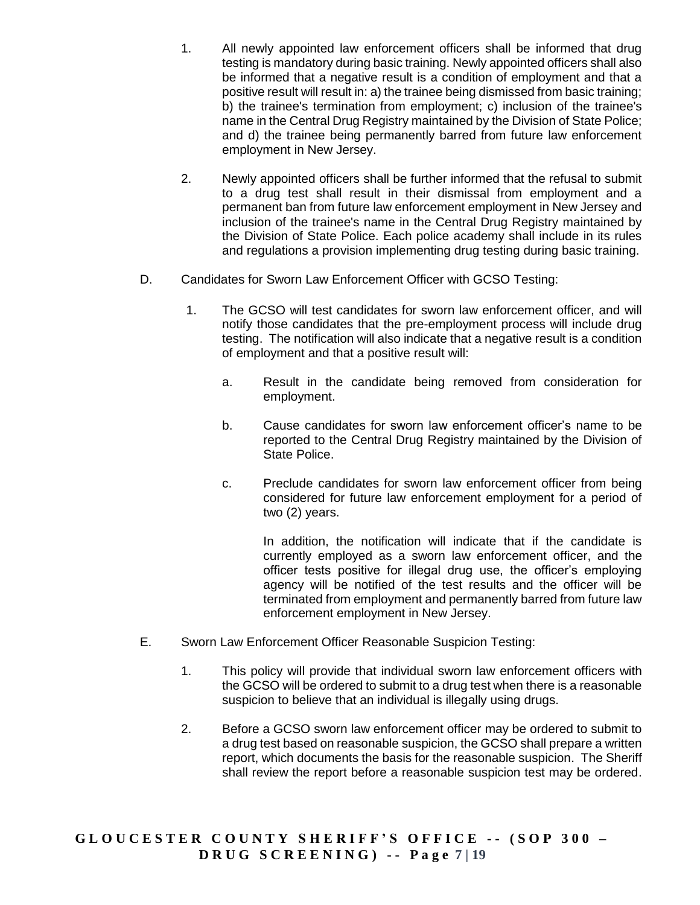1. All newly appointed law enforcement officers shall be informed that drug testing is mandatory during basic training. Newly appointed officers shall also be informed that a negative result is a condition of employment and that a positive result will result in: a) the trainee being dismissed from basic training; b) the trainee's termination from employment; c) inclusion of the trainee's name in the Central Drug Registry maintained by the Division of State Police; and d) the trainee being permanently barred from future law enforcement employment in New Jersey.

2. Newly appointed officers shall be further informed that the refusal to submit to a drug test shall result in their dismissal from employment and a permanent ban from future law enforcement employment in New Jersey and inclusion of the trainee's name in the Central Drug Registry maintained by the Division of State Police. Each police academy shall include in its rules and regulations a provision implementing drug testing during basic training.

D. Candidates for Sworn Law Enforcement Officer with GCSO Testing:

1. The GCSO will test candidates for sworn law enforcement officer, and will notify those candidates that the pre-employment process will include drug testing. The notification will also indicate that a negative result is a condition of employment and that a positive result will:

   a. Result in the candidate being removed from consideration for employment.

   b. Cause candidates for sworn law enforcement officer's name to be reported to the Central Drug Registry maintained by the Division of State Police.

   c. Preclude candidates for sworn law enforcement officer from being considered for future law enforcement employment for a period of two (2) years.

   In addition, the notification will indicate that if the candidate is currently employed as a sworn law enforcement officer, and the officer tests positive for illegal drug use, the officer's employing agency will be notified of the test results and the officer will be terminated from employment and permanently barred from future law enforcement employment in New Jersey.

E. Sworn Law Enforcement Officer Reasonable Suspicion Testing:

1. This policy will provide that individual sworn law enforcement officers with the GCSO will be ordered to submit to a drug test when there is a reasonable suspicion to believe that an individual is illegally using drugs.

2. Before a GCSO sworn law enforcement officer may be ordered to submit to a drug test based on reasonable suspicion, the GCSO shall prepare a written report, which documents the basis for the reasonable suspicion. The Sheriff shall review the report before a reasonable suspicion test may be ordered.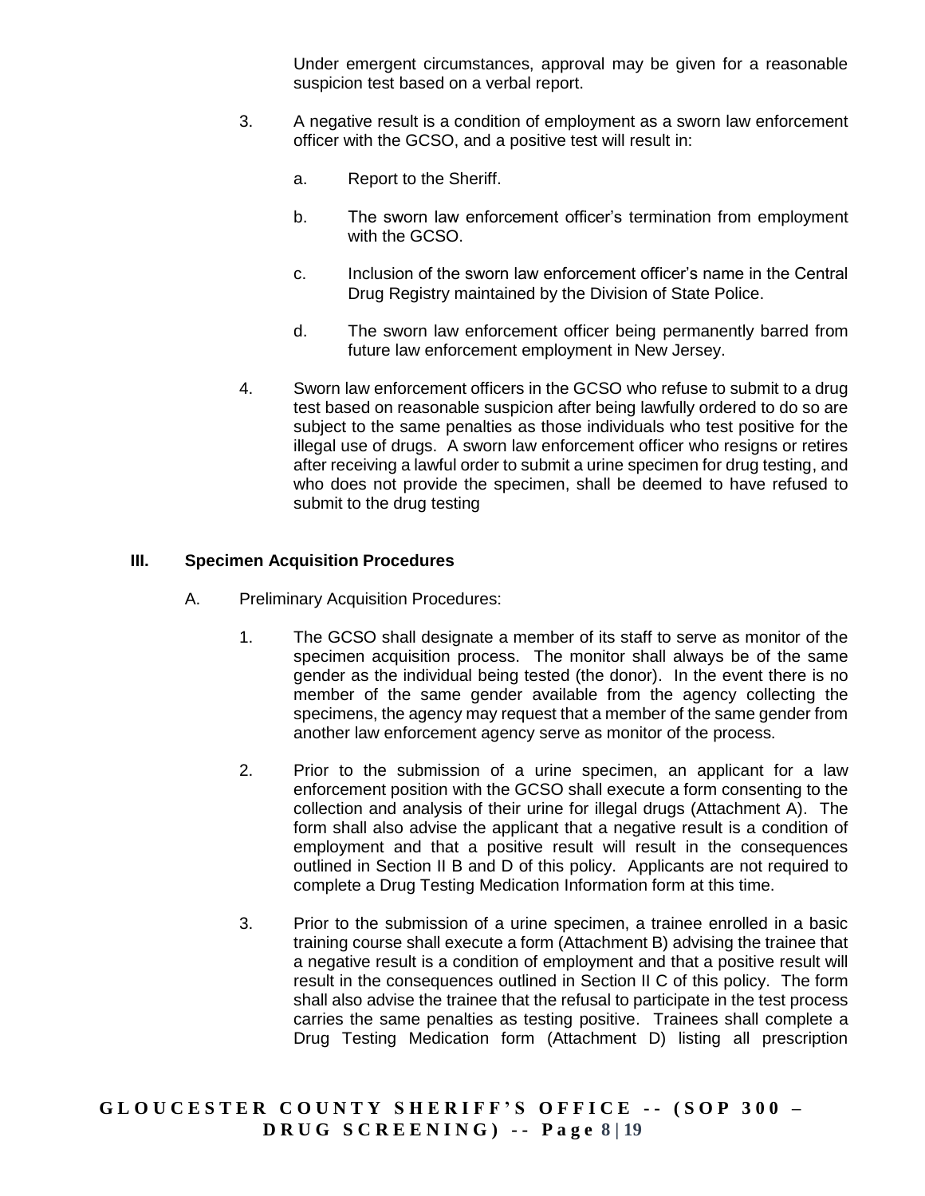Under emergent circumstances, approval may be given for a reasonable suspicion test based on a verbal report.

3. A negative result is a condition of employment as a sworn law enforcement officer with the GCSO, and a positive test will result in:

   a. Report to the Sheriff.

   b. The sworn law enforcement officer's termination from employment with the GCSO.

   c. Inclusion of the sworn law enforcement officer's name in the Central Drug Registry maintained by the Division of State Police.

   d. The sworn law enforcement officer being permanently barred from future law enforcement employment in New Jersey.

4. Sworn law enforcement officers in the GCSO who refuse to submit to a drug test based on reasonable suspicion after being lawfully ordered to do so are subject to the same penalties as those individuals who test positive for the illegal use of drugs. A sworn law enforcement officer who resigns or retires after receiving a lawful order to submit a urine specimen for drug testing, and who does not provide the specimen, shall be deemed to have refused to submit to the drug testing

## III. Specimen Acquisition Procedures

A. Preliminary Acquisition Procedures:

1. The GCSO shall designate a member of its staff to serve as monitor of the specimen acquisition process. The monitor shall always be of the same gender as the individual being tested (the donor). In the event there is no member of the same gender available from the agency collecting the specimens, the agency may request that a member of the same gender from another law enforcement agency serve as monitor of the process.

2. Prior to the submission of a urine specimen, an applicant for a law enforcement position with the GCSO shall execute a form consenting to the collection and analysis of their urine for illegal drugs (Attachment A). The form shall also advise the applicant that a negative result is a condition of employment and that a positive result will result in the consequences outlined in Section II B and D of this policy. Applicants are not required to complete a Drug Testing Medication Information form at this time.

3. Prior to the submission of a urine specimen, a trainee enrolled in a basic training course shall execute a form (Attachment B) advising the trainee that a negative result is a condition of employment and that a positive result will result in the consequences outlined in Section II C of this policy. The form shall also advise the trainee that the refusal to participate in the test process carries the same penalties as testing positive. Trainees shall complete a Drug Testing Medication form (Attachment D) listing all prescription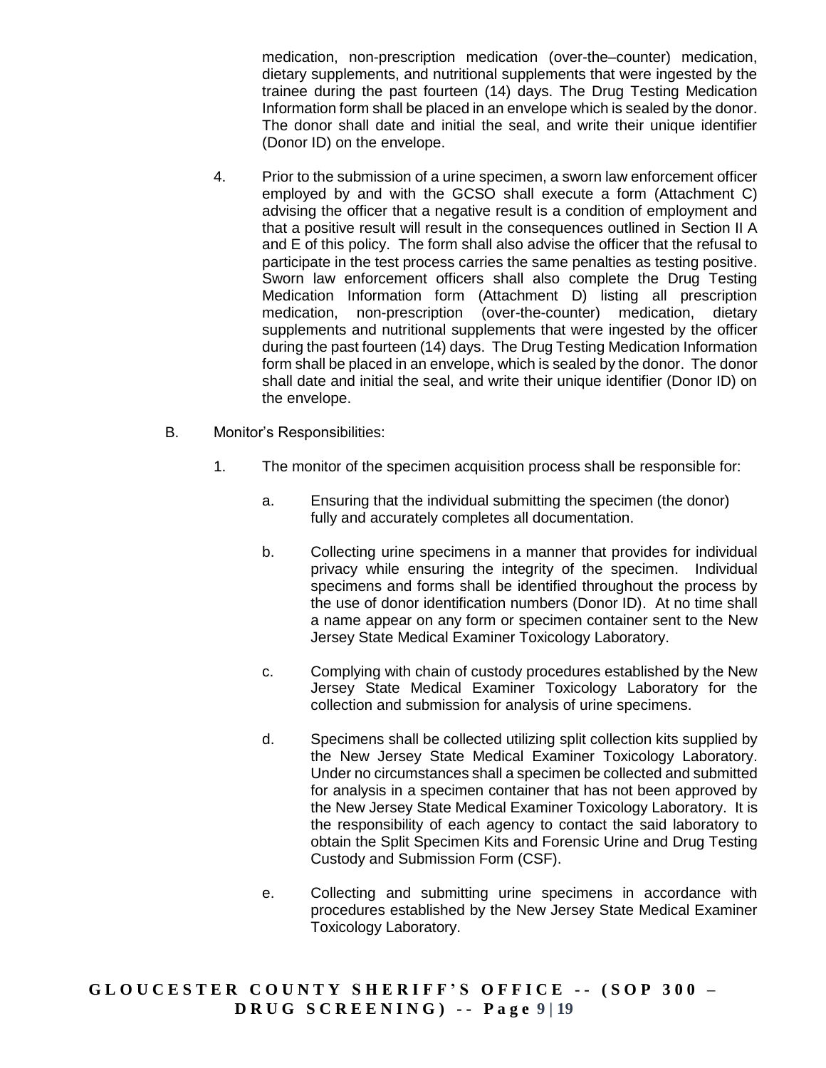medication, non-prescription medication (over-the–counter) medication, dietary supplements, and nutritional supplements that were ingested by the trainee during the past fourteen (14) days. The Drug Testing Medication Information form shall be placed in an envelope which is sealed by the donor. The donor shall date and initial the seal, and write their unique identifier (Donor ID) on the envelope.

4. Prior to the submission of a urine specimen, a sworn law enforcement officer employed by and with the GCSO shall execute a form (Attachment C) advising the officer that a negative result is a condition of employment and that a positive result will result in the consequences outlined in Section II A and E of this policy. The form shall also advise the officer that the refusal to participate in the test process carries the same penalties as testing positive. Sworn law enforcement officers shall also complete the Drug Testing Medication Information form (Attachment D) listing all prescription medication, non-prescription (over-the-counter) medication, dietary supplements and nutritional supplements that were ingested by the officer during the past fourteen (14) days. The Drug Testing Medication Information form shall be placed in an envelope, which is sealed by the donor. The donor shall date and initial the seal, and write their unique identifier (Donor ID) on the envelope.

B. Monitor's Responsibilities:

1. The monitor of the specimen acquisition process shall be responsible for:

   a. Ensuring that the individual submitting the specimen (the donor) fully and accurately completes all documentation.

   b. Collecting urine specimens in a manner that provides for individual privacy while ensuring the integrity of the specimen. Individual specimens and forms shall be identified throughout the process by the use of donor identification numbers (Donor ID). At no time shall a name appear on any form or specimen container sent to the New Jersey State Medical Examiner Toxicology Laboratory.

   c. Complying with chain of custody procedures established by the New Jersey State Medical Examiner Toxicology Laboratory for the collection and submission for analysis of urine specimens.

   d. Specimens shall be collected utilizing split collection kits supplied by the New Jersey State Medical Examiner Toxicology Laboratory. Under no circumstances shall a specimen be collected and submitted for analysis in a specimen container that has not been approved by the New Jersey State Medical Examiner Toxicology Laboratory. It is the responsibility of each agency to contact the said laboratory to obtain the Split Specimen Kits and Forensic Urine and Drug Testing Custody and Submission Form (CSF).

   e. Collecting and submitting urine specimens in accordance with procedures established by the New Jersey State Medical Examiner Toxicology Laboratory.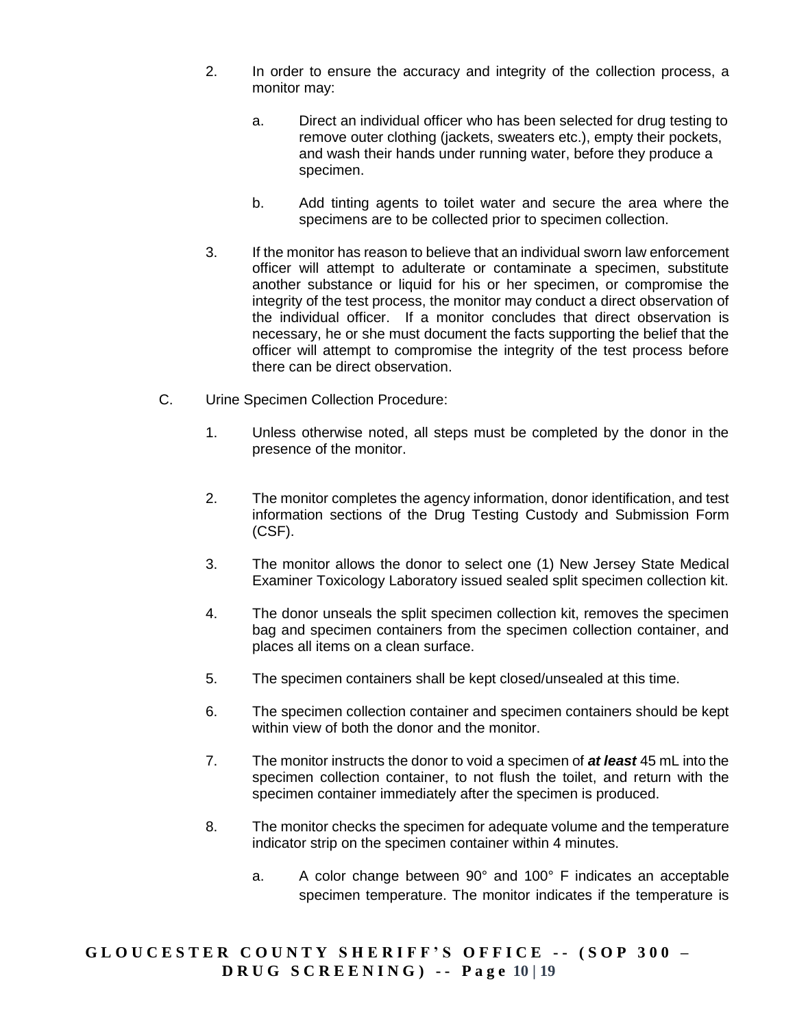2. In order to ensure the accuracy and integrity of the collection process, a monitor may:

   a. Direct an individual officer who has been selected for drug testing to remove outer clothing (jackets, sweaters etc.), empty their pockets, and wash their hands under running water, before they produce a specimen.

   b. Add tinting agents to toilet water and secure the area where the specimens are to be collected prior to specimen collection.

3. If the monitor has reason to believe that an individual sworn law enforcement officer will attempt to adulterate or contaminate a specimen, substitute another substance or liquid for his or her specimen, or compromise the integrity of the test process, the monitor may conduct a direct observation of the individual officer. If a monitor concludes that direct observation is necessary, he or she must document the facts supporting the belief that the officer will attempt to compromise the integrity of the test process before there can be direct observation.

C. Urine Specimen Collection Procedure:

1. Unless otherwise noted, all steps must be completed by the donor in the presence of the monitor.

2. The monitor completes the agency information, donor identification, and test information sections of the Drug Testing Custody and Submission Form (CSF).

3. The monitor allows the donor to select one (1) New Jersey State Medical Examiner Toxicology Laboratory issued sealed split specimen collection kit.

4. The donor unseals the split specimen collection kit, removes the specimen bag and specimen containers from the specimen collection container, and places all items on a clean surface.

5. The specimen containers shall be kept closed/unsealed at this time.

6. The specimen collection container and specimen containers should be kept within view of both the donor and the monitor.

7. The monitor instructs the donor to void a specimen of ***at least*** 45 mL into the specimen collection container, to not flush the toilet, and return with the specimen container immediately after the specimen is produced.

8. The monitor checks the specimen for adequate volume and the temperature indicator strip on the specimen container within 4 minutes.

   a. A color change between 90° and 100° F indicates an acceptable specimen temperature. The monitor indicates if the temperature is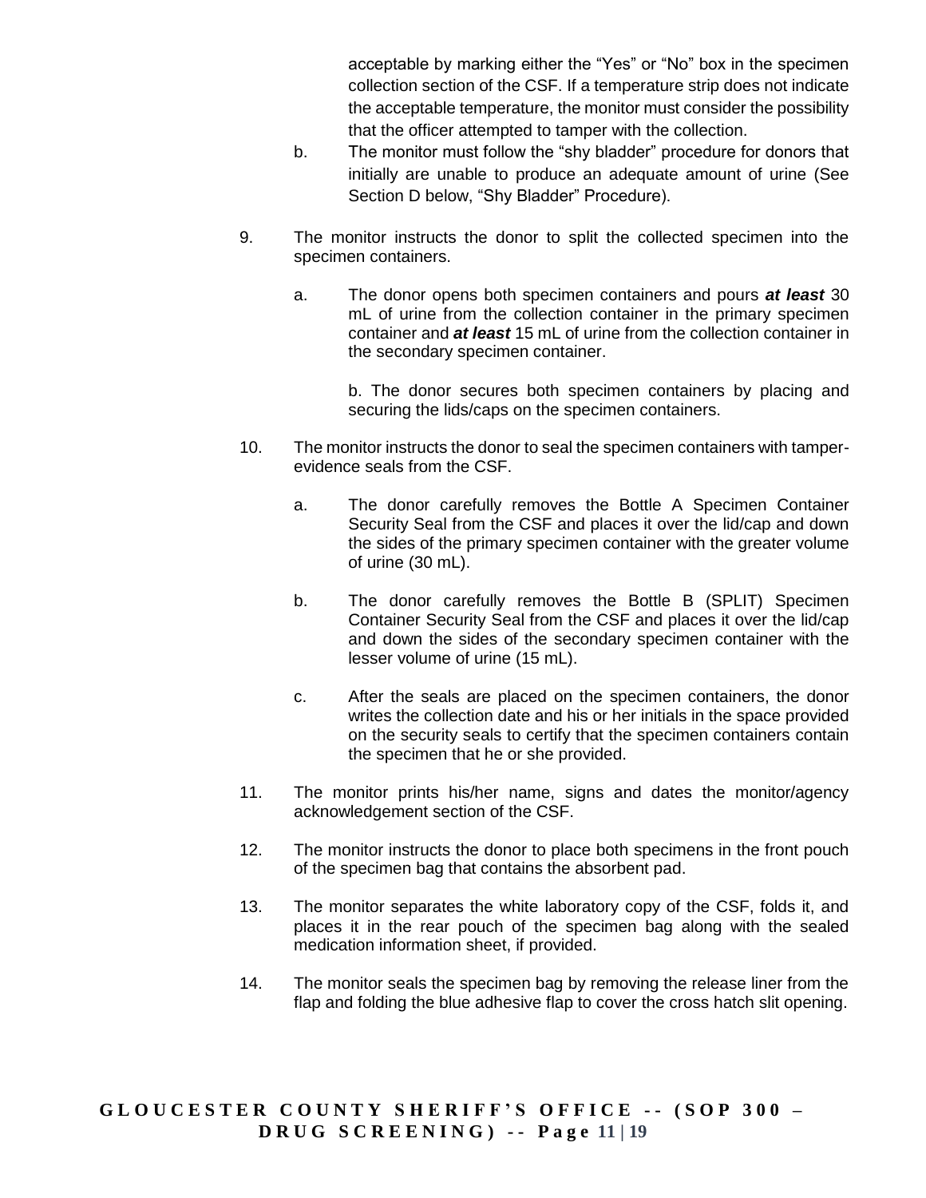acceptable by marking either the "Yes" or "No" box in the specimen collection section of the CSF. If a temperature strip does not indicate the acceptable temperature, the monitor must consider the possibility that the officer attempted to tamper with the collection.

b. The monitor must follow the "shy bladder" procedure for donors that initially are unable to produce an adequate amount of urine (See Section D below, "Shy Bladder" Procedure).

9. The monitor instructs the donor to split the collected specimen into the specimen containers.

   a. The donor opens both specimen containers and pours ***at least*** 30 mL of urine from the collection container in the primary specimen container and ***at least*** 15 mL of urine from the collection container in the secondary specimen container.

   b. The donor secures both specimen containers by placing and securing the lids/caps on the specimen containers.

10. The monitor instructs the donor to seal the specimen containers with tamper-evidence seals from the CSF.

    a. The donor carefully removes the Bottle A Specimen Container Security Seal from the CSF and places it over the lid/cap and down the sides of the primary specimen container with the greater volume of urine (30 mL).

    b. The donor carefully removes the Bottle B (SPLIT) Specimen Container Security Seal from the CSF and places it over the lid/cap and down the sides of the secondary specimen container with the lesser volume of urine (15 mL).

    c. After the seals are placed on the specimen containers, the donor writes the collection date and his or her initials in the space provided on the security seals to certify that the specimen containers contain the specimen that he or she provided.

11. The monitor prints his/her name, signs and dates the monitor/agency acknowledgement section of the CSF.

12. The monitor instructs the donor to place both specimens in the front pouch of the specimen bag that contains the absorbent pad.

13. The monitor separates the white laboratory copy of the CSF, folds it, and places it in the rear pouch of the specimen bag along with the sealed medication information sheet, if provided.

14. The monitor seals the specimen bag by removing the release liner from the flap and folding the blue adhesive flap to cover the cross hatch slit opening.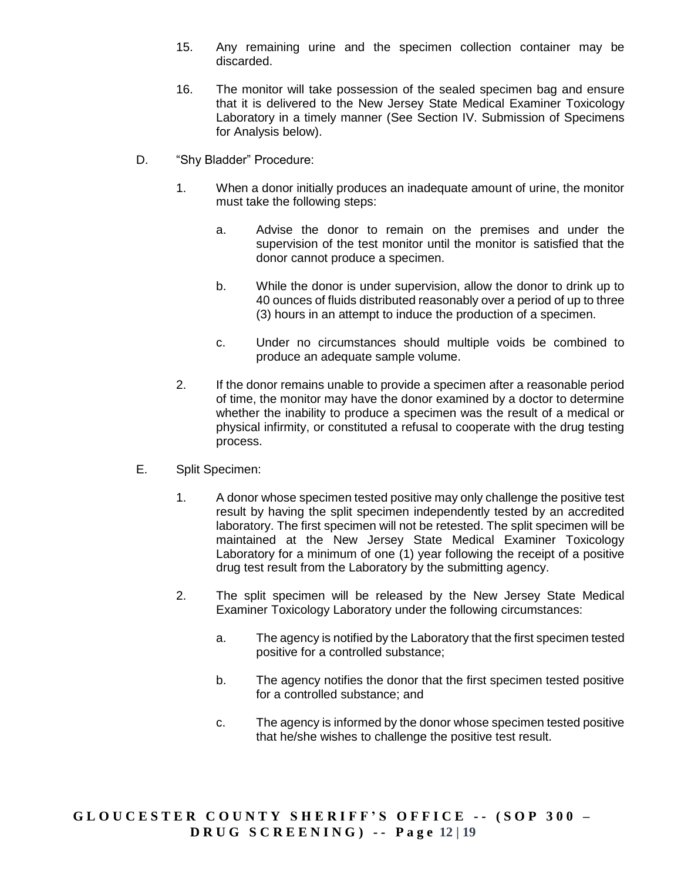15. Any remaining urine and the specimen collection container may be discarded.

16. The monitor will take possession of the sealed specimen bag and ensure that it is delivered to the New Jersey State Medical Examiner Toxicology Laboratory in a timely manner (See Section IV. Submission of Specimens for Analysis below).

D. "Shy Bladder" Procedure:

1. When a donor initially produces an inadequate amount of urine, the monitor must take the following steps:

    a. Advise the donor to remain on the premises and under the supervision of the test monitor until the monitor is satisfied that the donor cannot produce a specimen.

    b. While the donor is under supervision, allow the donor to drink up to 40 ounces of fluids distributed reasonably over a period of up to three (3) hours in an attempt to induce the production of a specimen.

    c. Under no circumstances should multiple voids be combined to produce an adequate sample volume.

2. If the donor remains unable to provide a specimen after a reasonable period of time, the monitor may have the donor examined by a doctor to determine whether the inability to produce a specimen was the result of a medical or physical infirmity, or constituted a refusal to cooperate with the drug testing process.

E. Split Specimen:

1. A donor whose specimen tested positive may only challenge the positive test result by having the split specimen independently tested by an accredited laboratory. The first specimen will not be retested. The split specimen will be maintained at the New Jersey State Medical Examiner Toxicology Laboratory for a minimum of one (1) year following the receipt of a positive drug test result from the Laboratory by the submitting agency.

2. The split specimen will be released by the New Jersey State Medical Examiner Toxicology Laboratory under the following circumstances:

    a. The agency is notified by the Laboratory that the first specimen tested positive for a controlled substance;

    b. The agency notifies the donor that the first specimen tested positive for a controlled substance; and

    c. The agency is informed by the donor whose specimen tested positive that he/she wishes to challenge the positive test result.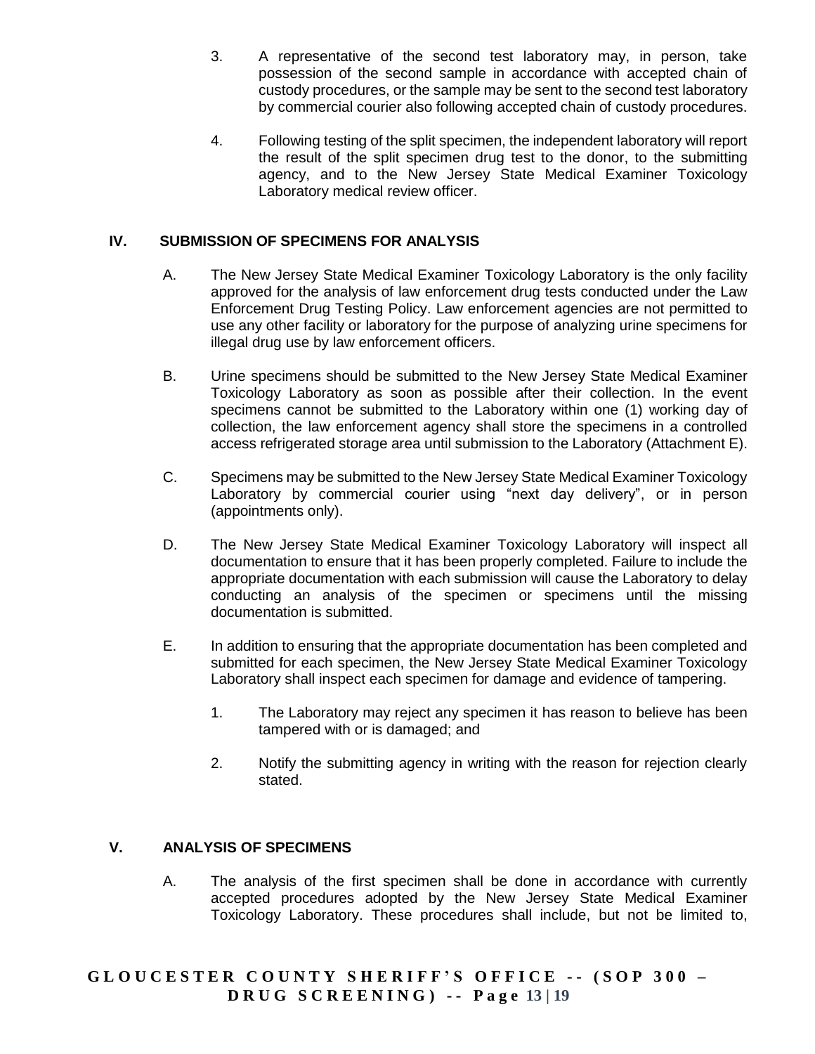3. A representative of the second test laboratory may, in person, take possession of the second sample in accordance with accepted chain of custody procedures, or the sample may be sent to the second test laboratory by commercial courier also following accepted chain of custody procedures.

4. Following testing of the split specimen, the independent laboratory will report the result of the split specimen drug test to the donor, to the submitting agency, and to the New Jersey State Medical Examiner Toxicology Laboratory medical review officer.

## IV. SUBMISSION OF SPECIMENS FOR ANALYSIS

A. The New Jersey State Medical Examiner Toxicology Laboratory is the only facility approved for the analysis of law enforcement drug tests conducted under the Law Enforcement Drug Testing Policy. Law enforcement agencies are not permitted to use any other facility or laboratory for the purpose of analyzing urine specimens for illegal drug use by law enforcement officers.

B. Urine specimens should be submitted to the New Jersey State Medical Examiner Toxicology Laboratory as soon as possible after their collection. In the event specimens cannot be submitted to the Laboratory within one (1) working day of collection, the law enforcement agency shall store the specimens in a controlled access refrigerated storage area until submission to the Laboratory (Attachment E).

C. Specimens may be submitted to the New Jersey State Medical Examiner Toxicology Laboratory by commercial courier using "next day delivery", or in person (appointments only).

D. The New Jersey State Medical Examiner Toxicology Laboratory will inspect all documentation to ensure that it has been properly completed. Failure to include the appropriate documentation with each submission will cause the Laboratory to delay conducting an analysis of the specimen or specimens until the missing documentation is submitted.

E. In addition to ensuring that the appropriate documentation has been completed and submitted for each specimen, the New Jersey State Medical Examiner Toxicology Laboratory shall inspect each specimen for damage and evidence of tampering.

1. The Laboratory may reject any specimen it has reason to believe has been tampered with or is damaged; and

2. Notify the submitting agency in writing with the reason for rejection clearly stated.

## V. ANALYSIS OF SPECIMENS

A. The analysis of the first specimen shall be done in accordance with currently accepted procedures adopted by the New Jersey State Medical Examiner Toxicology Laboratory. These procedures shall include, but not be limited to,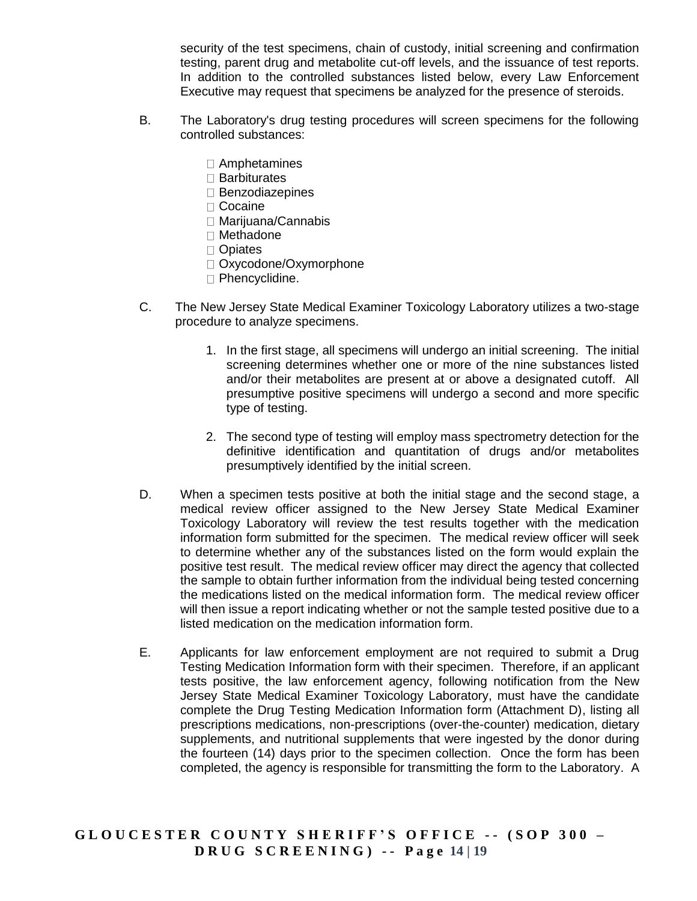security of the test specimens, chain of custody, initial screening and confirmation testing, parent drug and metabolite cut-off levels, and the issuance of test reports. In addition to the controlled substances listed below, every Law Enforcement Executive may request that specimens be analyzed for the presence of steroids.

B. The Laboratory's drug testing procedures will screen specimens for the following controlled substances:

- Amphetamines
- Barbiturates
- Benzodiazepines
- Cocaine
- Marijuana/Cannabis
- Methadone
- Opiates
- Oxycodone/Oxymorphone
- Phencyclidine.

C. The New Jersey State Medical Examiner Toxicology Laboratory utilizes a two-stage procedure to analyze specimens.

1. In the first stage, all specimens will undergo an initial screening. The initial screening determines whether one or more of the nine substances listed and/or their metabolites are present at or above a designated cutoff. All presumptive positive specimens will undergo a second and more specific type of testing.

2. The second type of testing will employ mass spectrometry detection for the definitive identification and quantitation of drugs and/or metabolites presumptively identified by the initial screen.

D. When a specimen tests positive at both the initial stage and the second stage, a medical review officer assigned to the New Jersey State Medical Examiner Toxicology Laboratory will review the test results together with the medication information form submitted for the specimen. The medical review officer will seek to determine whether any of the substances listed on the form would explain the positive test result. The medical review officer may direct the agency that collected the sample to obtain further information from the individual being tested concerning the medications listed on the medical information form. The medical review officer will then issue a report indicating whether or not the sample tested positive due to a listed medication on the medication information form.

E. Applicants for law enforcement employment are not required to submit a Drug Testing Medication Information form with their specimen. Therefore, if an applicant tests positive, the law enforcement agency, following notification from the New Jersey State Medical Examiner Toxicology Laboratory, must have the candidate complete the Drug Testing Medication Information form (Attachment D), listing all prescriptions medications, non-prescriptions (over-the-counter) medication, dietary supplements, and nutritional supplements that were ingested by the donor during the fourteen (14) days prior to the specimen collection. Once the form has been completed, the agency is responsible for transmitting the form to the Laboratory. A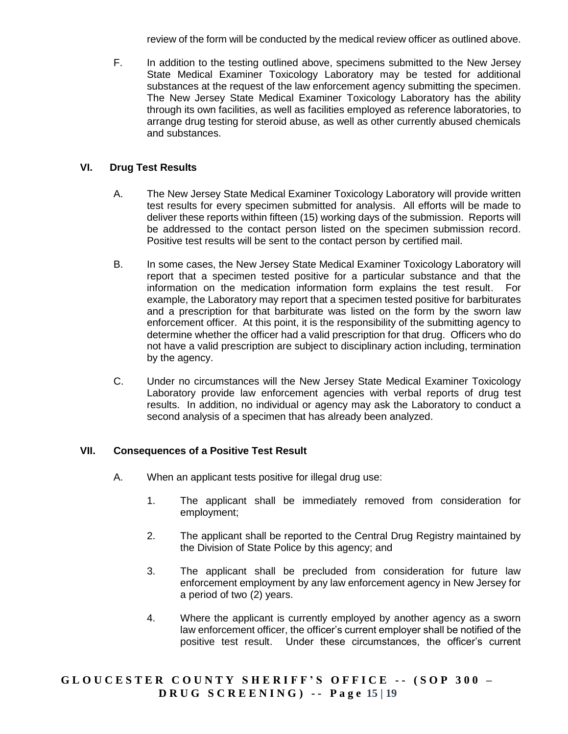review of the form will be conducted by the medical review officer as outlined above.

F. In addition to the testing outlined above, specimens submitted to the New Jersey State Medical Examiner Toxicology Laboratory may be tested for additional substances at the request of the law enforcement agency submitting the specimen. The New Jersey State Medical Examiner Toxicology Laboratory has the ability through its own facilities, as well as facilities employed as reference laboratories, to arrange drug testing for steroid abuse, as well as other currently abused chemicals and substances.

## VI. Drug Test Results

A. The New Jersey State Medical Examiner Toxicology Laboratory will provide written test results for every specimen submitted for analysis. All efforts will be made to deliver these reports within fifteen (15) working days of the submission. Reports will be addressed to the contact person listed on the specimen submission record. Positive test results will be sent to the contact person by certified mail.

B. In some cases, the New Jersey State Medical Examiner Toxicology Laboratory will report that a specimen tested positive for a particular substance and that the information on the medication information form explains the test result. For example, the Laboratory may report that a specimen tested positive for barbiturates and a prescription for that barbiturate was listed on the form by the sworn law enforcement officer. At this point, it is the responsibility of the submitting agency to determine whether the officer had a valid prescription for that drug. Officers who do not have a valid prescription are subject to disciplinary action including, termination by the agency.

C. Under no circumstances will the New Jersey State Medical Examiner Toxicology Laboratory provide law enforcement agencies with verbal reports of drug test results. In addition, no individual or agency may ask the Laboratory to conduct a second analysis of a specimen that has already been analyzed.

## VII. Consequences of a Positive Test Result

A. When an applicant tests positive for illegal drug use:

1. The applicant shall be immediately removed from consideration for employment;

2. The applicant shall be reported to the Central Drug Registry maintained by the Division of State Police by this agency; and

3. The applicant shall be precluded from consideration for future law enforcement employment by any law enforcement agency in New Jersey for a period of two (2) years.

4. Where the applicant is currently employed by another agency as a sworn law enforcement officer, the officer's current employer shall be notified of the positive test result. Under these circumstances, the officer's current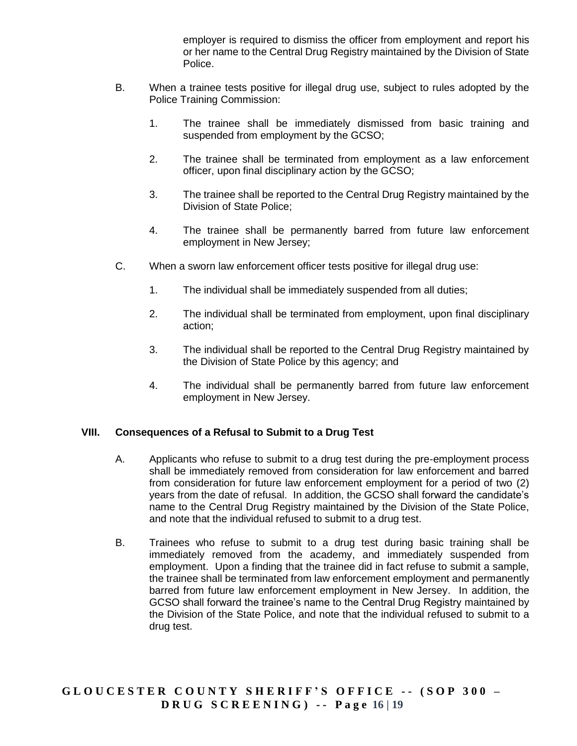employer is required to dismiss the officer from employment and report his or her name to the Central Drug Registry maintained by the Division of State Police.

B. When a trainee tests positive for illegal drug use, subject to rules adopted by the Police Training Commission:

   1. The trainee shall be immediately dismissed from basic training and suspended from employment by the GCSO;

   2. The trainee shall be terminated from employment as a law enforcement officer, upon final disciplinary action by the GCSO;

   3. The trainee shall be reported to the Central Drug Registry maintained by the Division of State Police;

   4. The trainee shall be permanently barred from future law enforcement employment in New Jersey;

C. When a sworn law enforcement officer tests positive for illegal drug use:

   1. The individual shall be immediately suspended from all duties;

   2. The individual shall be terminated from employment, upon final disciplinary action;

   3. The individual shall be reported to the Central Drug Registry maintained by the Division of State Police by this agency; and

   4. The individual shall be permanently barred from future law enforcement employment in New Jersey.

## VIII. Consequences of a Refusal to Submit to a Drug Test

A. Applicants who refuse to submit to a drug test during the pre-employment process shall be immediately removed from consideration for law enforcement and barred from consideration for future law enforcement employment for a period of two (2) years from the date of refusal. In addition, the GCSO shall forward the candidate's name to the Central Drug Registry maintained by the Division of the State Police, and note that the individual refused to submit to a drug test.

B. Trainees who refuse to submit to a drug test during basic training shall be immediately removed from the academy, and immediately suspended from employment. Upon a finding that the trainee did in fact refuse to submit a sample, the trainee shall be terminated from law enforcement employment and permanently barred from future law enforcement employment in New Jersey. In addition, the GCSO shall forward the trainee's name to the Central Drug Registry maintained by the Division of the State Police, and note that the individual refused to submit to a drug test.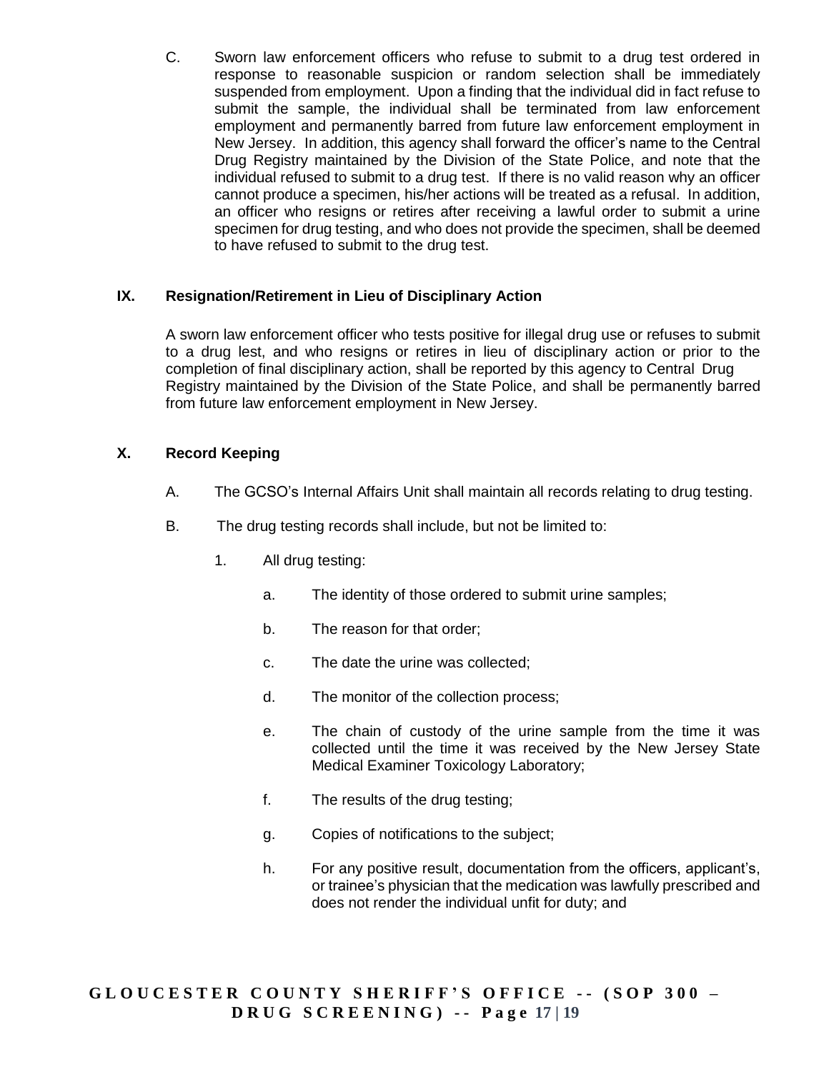C. Sworn law enforcement officers who refuse to submit to a drug test ordered in response to reasonable suspicion or random selection shall be immediately suspended from employment. Upon a finding that the individual did in fact refuse to submit the sample, the individual shall be terminated from law enforcement employment and permanently barred from future law enforcement employment in New Jersey. In addition, this agency shall forward the officer's name to the Central Drug Registry maintained by the Division of the State Police, and note that the individual refused to submit to a drug test. If there is no valid reason why an officer cannot produce a specimen, his/her actions will be treated as a refusal. In addition, an officer who resigns or retires after receiving a lawful order to submit a urine specimen for drug testing, and who does not provide the specimen, shall be deemed to have refused to submit to the drug test.

## IX. Resignation/Retirement in Lieu of Disciplinary Action

A sworn law enforcement officer who tests positive for illegal drug use or refuses to submit to a drug lest, and who resigns or retires in lieu of disciplinary action or prior to the completion of final disciplinary action, shall be reported by this agency to Central Drug Registry maintained by the Division of the State Police, and shall be permanently barred from future law enforcement employment in New Jersey.

## X. Record Keeping

A. The GCSO's Internal Affairs Unit shall maintain all records relating to drug testing.

B. The drug testing records shall include, but not be limited to:

1. All drug testing:

    a. The identity of those ordered to submit urine samples;

    b. The reason for that order;

    c. The date the urine was collected;

    d. The monitor of the collection process;

    e. The chain of custody of the urine sample from the time it was collected until the time it was received by the New Jersey State Medical Examiner Toxicology Laboratory;

    f. The results of the drug testing;

    g. Copies of notifications to the subject;

    h. For any positive result, documentation from the officers, applicant's, or trainee's physician that the medication was lawfully prescribed and does not render the individual unfit for duty; and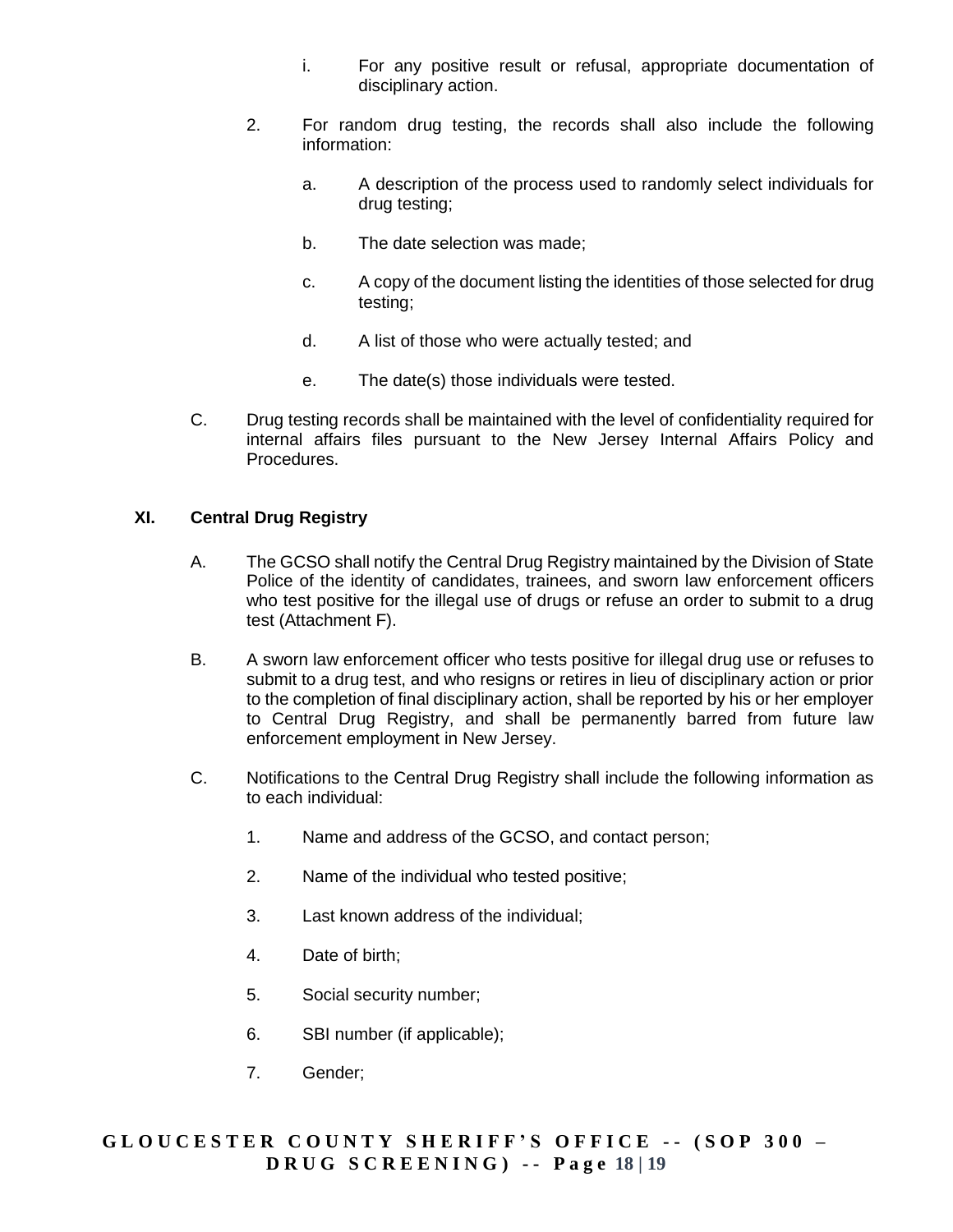i. For any positive result or refusal, appropriate documentation of disciplinary action.

2. For random drug testing, the records shall also include the following information:

   a. A description of the process used to randomly select individuals for drug testing;

   b. The date selection was made;

   c. A copy of the document listing the identities of those selected for drug testing;

   d. A list of those who were actually tested; and

   e. The date(s) those individuals were tested.

C. Drug testing records shall be maintained with the level of confidentiality required for internal affairs files pursuant to the New Jersey Internal Affairs Policy and Procedures.

## XI. Central Drug Registry

A. The GCSO shall notify the Central Drug Registry maintained by the Division of State Police of the identity of candidates, trainees, and sworn law enforcement officers who test positive for the illegal use of drugs or refuse an order to submit to a drug test (Attachment F).

B. A sworn law enforcement officer who tests positive for illegal drug use or refuses to submit to a drug test, and who resigns or retires in lieu of disciplinary action or prior to the completion of final disciplinary action, shall be reported by his or her employer to Central Drug Registry, and shall be permanently barred from future law enforcement employment in New Jersey.

C. Notifications to the Central Drug Registry shall include the following information as to each individual:

1. Name and address of the GCSO, and contact person;

2. Name of the individual who tested positive;

3. Last known address of the individual;

4. Date of birth;

5. Social security number;

6. SBI number (if applicable);

7. Gender;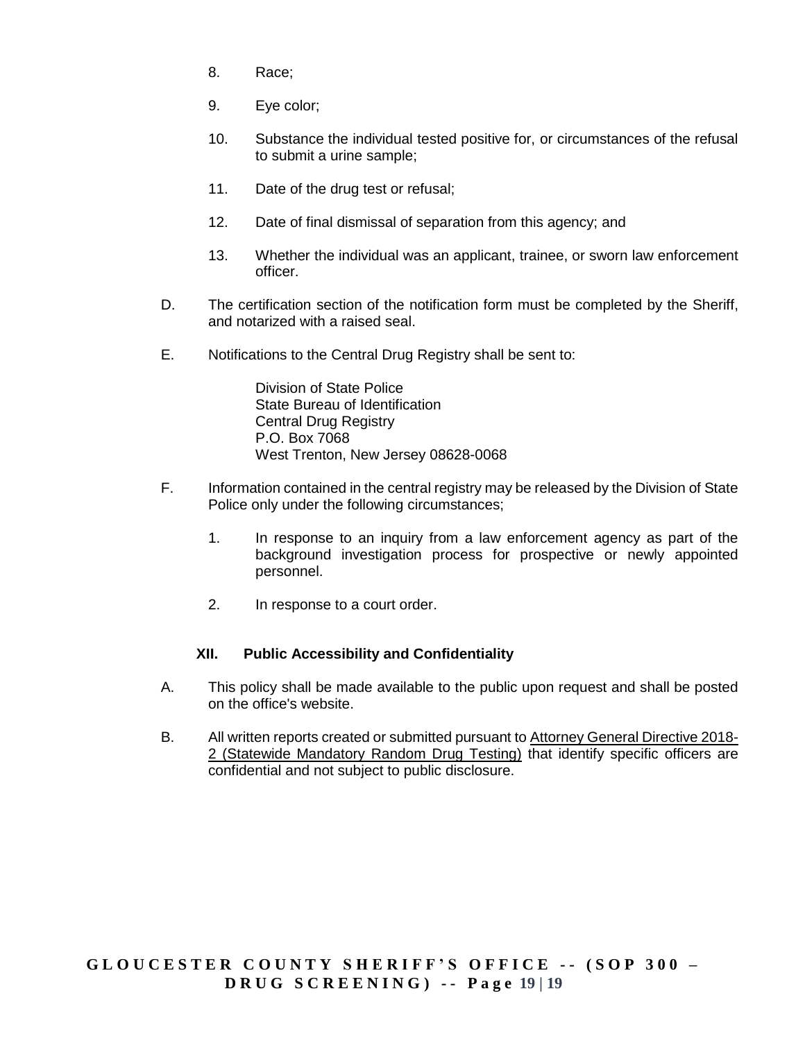8. Race;

9. Eye color;

10. Substance the individual tested positive for, or circumstances of the refusal to submit a urine sample;

11. Date of the drug test or refusal;

12. Date of final dismissal of separation from this agency; and

13. Whether the individual was an applicant, trainee, or sworn law enforcement officer.

D. The certification section of the notification form must be completed by the Sheriff, and notarized with a raised seal.

E. Notifications to the Central Drug Registry shall be sent to:

> Division of State Police
> State Bureau of Identification
> Central Drug Registry
> P.O. Box 7068
> West Trenton, New Jersey 08628-0068

F. Information contained in the central registry may be released by the Division of State Police only under the following circumstances;

1. In response to an inquiry from a law enforcement agency as part of the background investigation process for prospective or newly appointed personnel.

2. In response to a court order.

### XII. Public Accessibility and Confidentiality

A. This policy shall be made available to the public upon request and shall be posted on the office's website.

B. All written reports created or submitted pursuant to Attorney General Directive 2018-2 (Statewide Mandatory Random Drug Testing) that identify specific officers are confidential and not subject to public disclosure.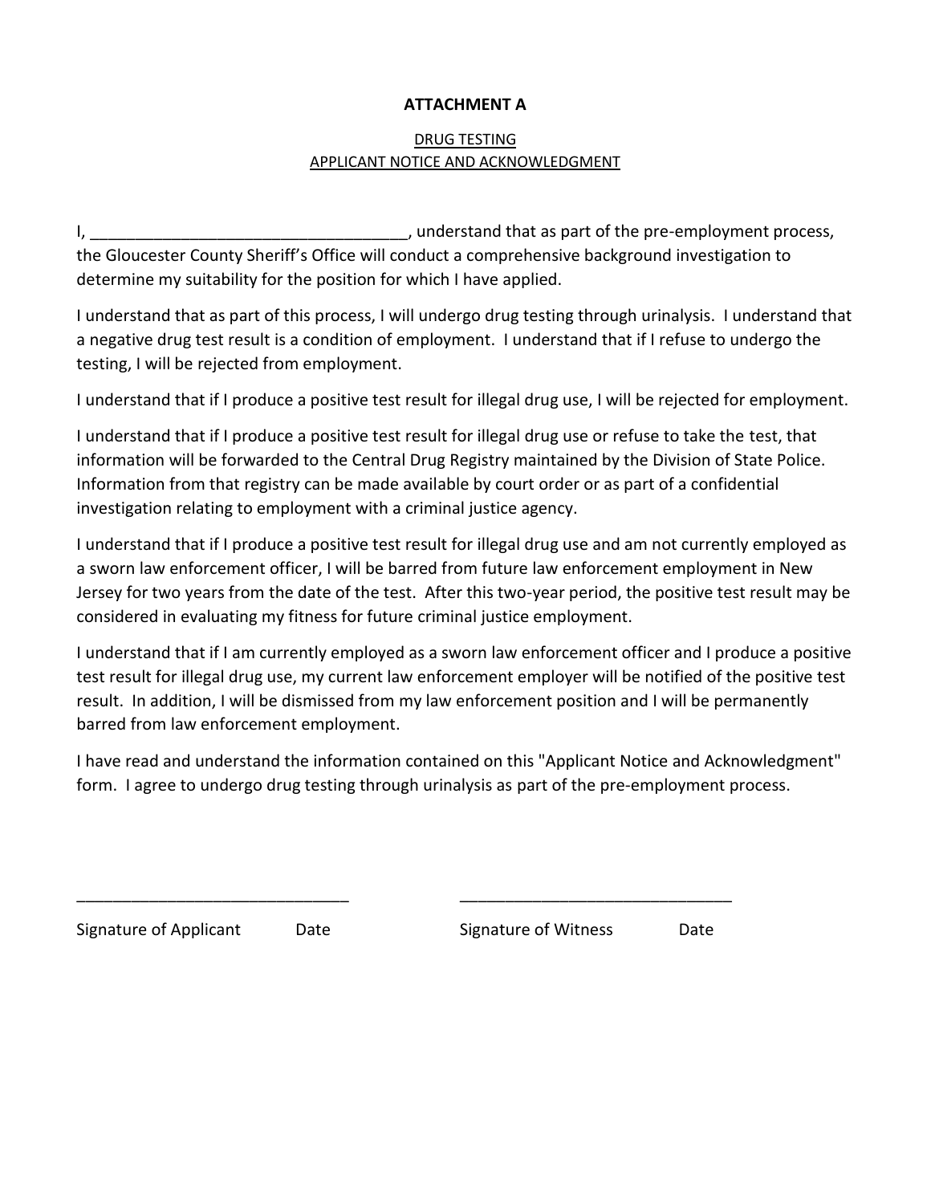**ATTACHMENT A**

DRUG TESTING
APPLICANT NOTICE AND ACKNOWLEDGMENT

I, ___________________________________, understand that as part of the pre-employment process, the Gloucester County Sheriff's Office will conduct a comprehensive background investigation to determine my suitability for the position for which I have applied.

I understand that as part of this process, I will undergo drug testing through urinalysis. I understand that a negative drug test result is a condition of employment. I understand that if I refuse to undergo the testing, I will be rejected from employment.

I understand that if I produce a positive test result for illegal drug use, I will be rejected for employment.

I understand that if I produce a positive test result for illegal drug use or refuse to take the test, that information will be forwarded to the Central Drug Registry maintained by the Division of State Police. Information from that registry can be made available by court order or as part of a confidential investigation relating to employment with a criminal justice agency.

I understand that if I produce a positive test result for illegal drug use and am not currently employed as a sworn law enforcement officer, I will be barred from future law enforcement employment in New Jersey for two years from the date of the test. After this two-year period, the positive test result may be considered in evaluating my fitness for future criminal justice employment.

I understand that if I am currently employed as a sworn law enforcement officer and I produce a positive test result for illegal drug use, my current law enforcement employer will be notified of the positive test result. In addition, I will be dismissed from my law enforcement position and I will be permanently barred from law enforcement employment.

I have read and understand the information contained on this "Applicant Notice and Acknowledgment" form. I agree to undergo drug testing through urinalysis as part of the pre-employment process.

______________________________ ______________________________

Signature of Applicant Date Signature of Witness Date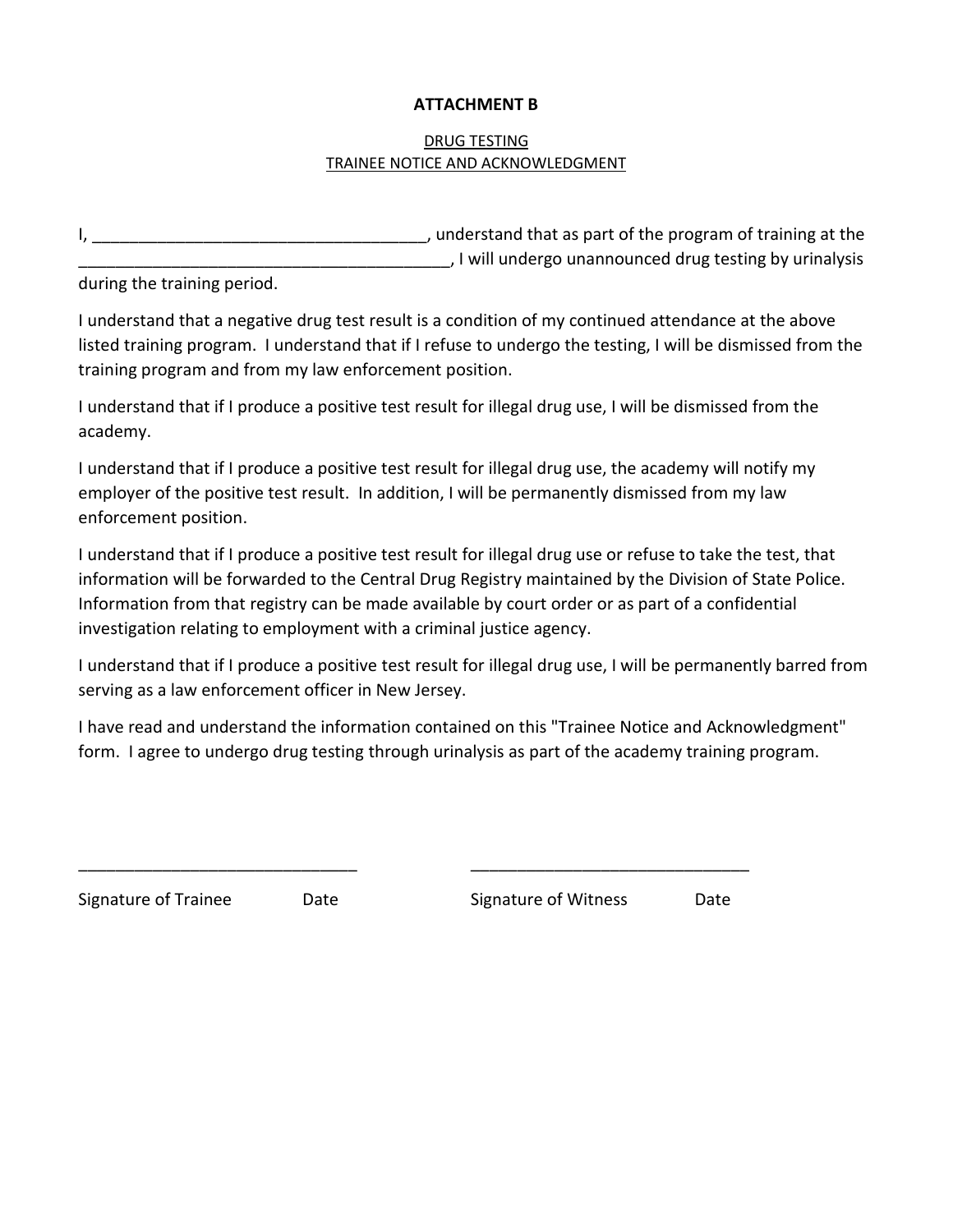**ATTACHMENT B**

DRUG TESTING
TRAINEE NOTICE AND ACKNOWLEDGMENT

I, ____________________________________, understand that as part of the program of training at the ________________________________________, I will undergo unannounced drug testing by urinalysis during the training period.

I understand that a negative drug test result is a condition of my continued attendance at the above listed training program. I understand that if I refuse to undergo the testing, I will be dismissed from the training program and from my law enforcement position.

I understand that if I produce a positive test result for illegal drug use, I will be dismissed from the academy.

I understand that if I produce a positive test result for illegal drug use, the academy will notify my employer of the positive test result. In addition, I will be permanently dismissed from my law enforcement position.

I understand that if I produce a positive test result for illegal drug use or refuse to take the test, that information will be forwarded to the Central Drug Registry maintained by the Division of State Police. Information from that registry can be made available by court order or as part of a confidential investigation relating to employment with a criminal justice agency.

I understand that if I produce a positive test result for illegal drug use, I will be permanently barred from serving as a law enforcement officer in New Jersey.

I have read and understand the information contained on this "Trainee Notice and Acknowledgment" form. I agree to undergo drug testing through urinalysis as part of the academy training program.

______________________________ ______________________________

Signature of Trainee Date Signature of Witness Date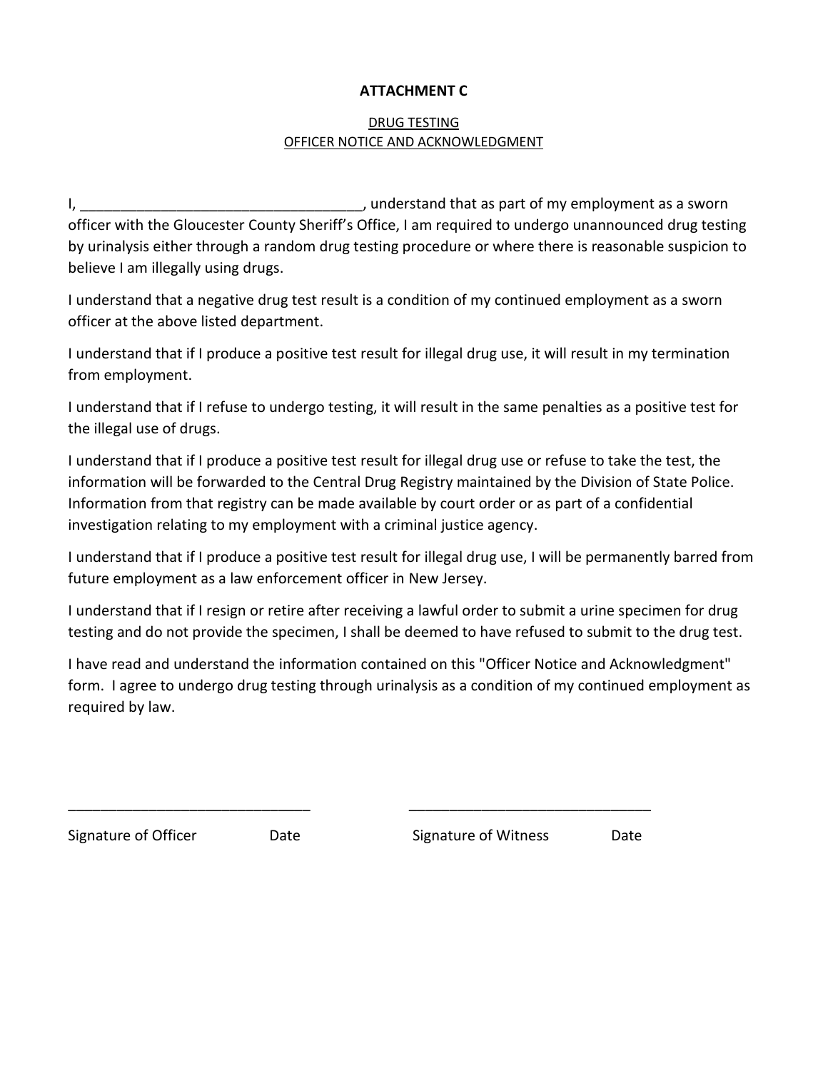**ATTACHMENT C**

DRUG TESTING
OFFICER NOTICE AND ACKNOWLEDGMENT

I, ___________________________________, understand that as part of my employment as a sworn officer with the Gloucester County Sheriff's Office, I am required to undergo unannounced drug testing by urinalysis either through a random drug testing procedure or where there is reasonable suspicion to believe I am illegally using drugs.

I understand that a negative drug test result is a condition of my continued employment as a sworn officer at the above listed department.

I understand that if I produce a positive test result for illegal drug use, it will result in my termination from employment.

I understand that if I refuse to undergo testing, it will result in the same penalties as a positive test for the illegal use of drugs.

I understand that if I produce a positive test result for illegal drug use or refuse to take the test, the information will be forwarded to the Central Drug Registry maintained by the Division of State Police. Information from that registry can be made available by court order or as part of a confidential investigation relating to my employment with a criminal justice agency.

I understand that if I produce a positive test result for illegal drug use, I will be permanently barred from future employment as a law enforcement officer in New Jersey.

I understand that if I resign or retire after receiving a lawful order to submit a urine specimen for drug testing and do not provide the specimen, I shall be deemed to have refused to submit to the drug test.

I have read and understand the information contained on this "Officer Notice and Acknowledgment" form. I agree to undergo drug testing through urinalysis as a condition of my continued employment as required by law.

______________________________ ______________________________

Signature of Officer Date Signature of Witness Date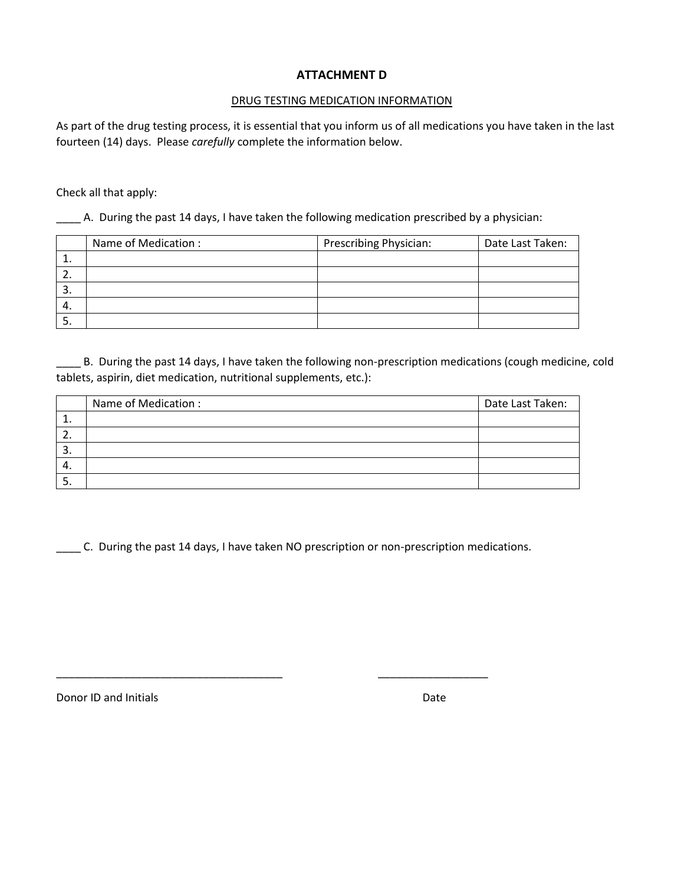**ATTACHMENT D**

DRUG TESTING MEDICATION INFORMATION

As part of the drug testing process, it is essential that you inform us of all medications you have taken in the last fourteen (14) days. Please *carefully* complete the information below.

Check all that apply:

____ A. During the past 14 days, I have taken the following medication prescribed by a physician:

| | Name of Medication : | Prescribing Physician: | Date Last Taken: |
|---|---|---|---|
| 1. | | | |
| 2. | | | |
| 3. | | | |
| 4. | | | |
| 5. | | | |

____ B. During the past 14 days, I have taken the following non-prescription medications (cough medicine, cold tablets, aspirin, diet medication, nutritional supplements, etc.):

| | Name of Medication : | Date Last Taken: |
|---|---|---|
| 1. | | |
| 2. | | |
| 3. | | |
| 4. | | |
| 5. | | |

____ C. During the past 14 days, I have taken NO prescription or non-prescription medications.

______________________________________ __________________

Donor ID and Initials Date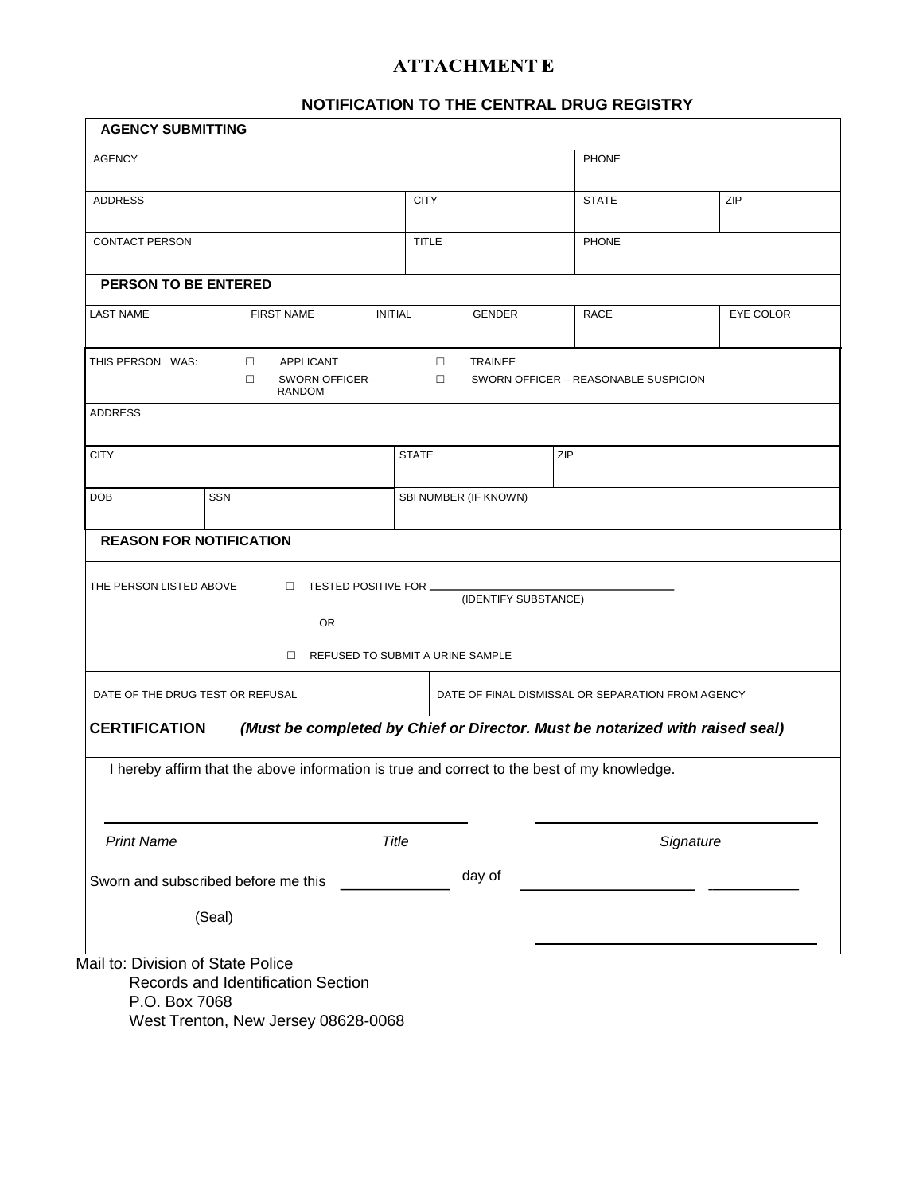# ATTACHMENT E

## NOTIFICATION TO THE CENTRAL DRUG REGISTRY

**AGENCY SUBMITTING**

| | | | | |
|---|---|---|---|---|
| AGENCY | | | PHONE | |
| ADDRESS | CITY | | STATE | ZIP |
| CONTACT PERSON | TITLE | | PHONE | |

**PERSON TO BE ENTERED**

| | | | | | |
|---|---|---|---|---|---|
| LAST NAME | FIRST NAME | INITIAL | GENDER | RACE | EYE COLOR |

THIS PERSON WAS:

- ☐ APPLICANT
- ☐ TRAINEE
- ☐ SWORN OFFICER - RANDOM
- ☐ SWORN OFFICER – REASONABLE SUSPICION

| | | | |
|---|---|---|---|
| ADDRESS | | | |
| CITY | | STATE | ZIP |
| DOB | SSN | SBI NUMBER (IF KNOWN) | |

**REASON FOR NOTIFICATION**

THE PERSON LISTED ABOVE ☐ TESTED POSITIVE FOR ______________________________
(IDENTIFY SUBSTANCE)

OR

☐ REFUSED TO SUBMIT A URINE SAMPLE

| | |
|---|---|
| DATE OF THE DRUG TEST OR REFUSAL | DATE OF FINAL DISMISSAL OR SEPARATION FROM AGENCY |

**CERTIFICATION** ***(Must be completed by Chief or Director. Must be notarized with raised seal)***

I hereby affirm that the above information is true and correct to the best of my knowledge.

______________________________ ______________________________

*Print Name* *Title* *Signature*

Sworn and subscribed before me this ____________ day of ____________________ __________

(Seal)

______________________________

Mail to: Division of State Police
Records and Identification Section
P.O. Box 7068
West Trenton, New Jersey 08628-0068